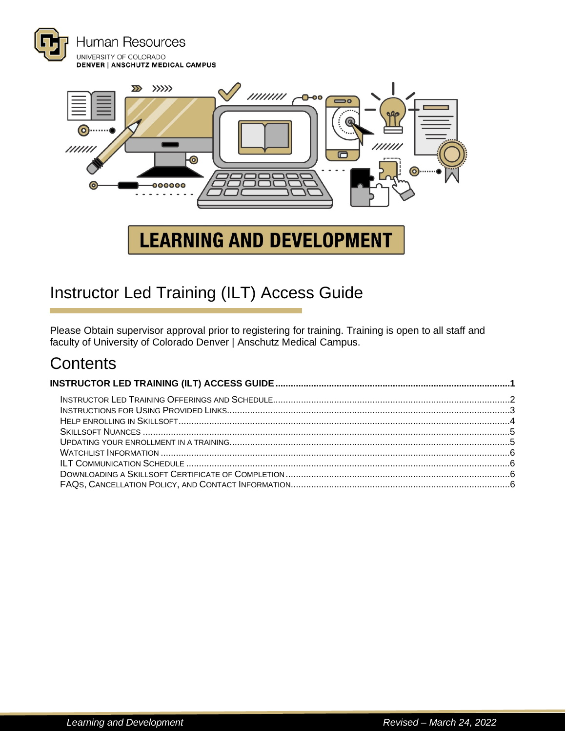Human Resources
UNIVERSITY OF COLORADO
DENVER | ANSCHUTZ MEDICAL CAMPUS

LEARNING AND DEVELOPMENT

# Instructor Led Training (ILT) Access Guide

Please Obtain supervisor approval prior to registering for training. Training is open to all staff and faculty of University of Colorado Denver | Anschutz Medical Campus.

## Contents

**INSTRUCTOR LED TRAINING (ILT) ACCESS GUIDE** .......... 1

- Instructor Led Training Offerings and Schedule .......... 2
- Instructions for Using Provided Links .......... 3
- Help Enrolling in Skillsoft .......... 4
- Skillsoft Nuances .......... 5
- Updating your Enrollment in a training .......... 5
- Watchlist Information .......... 6
- ILT Communication Schedule .......... 6
- Downloading a Skillsoft Certificate of Completion .......... 6
- FAQs, Cancellation Policy, and Contact Information .......... 6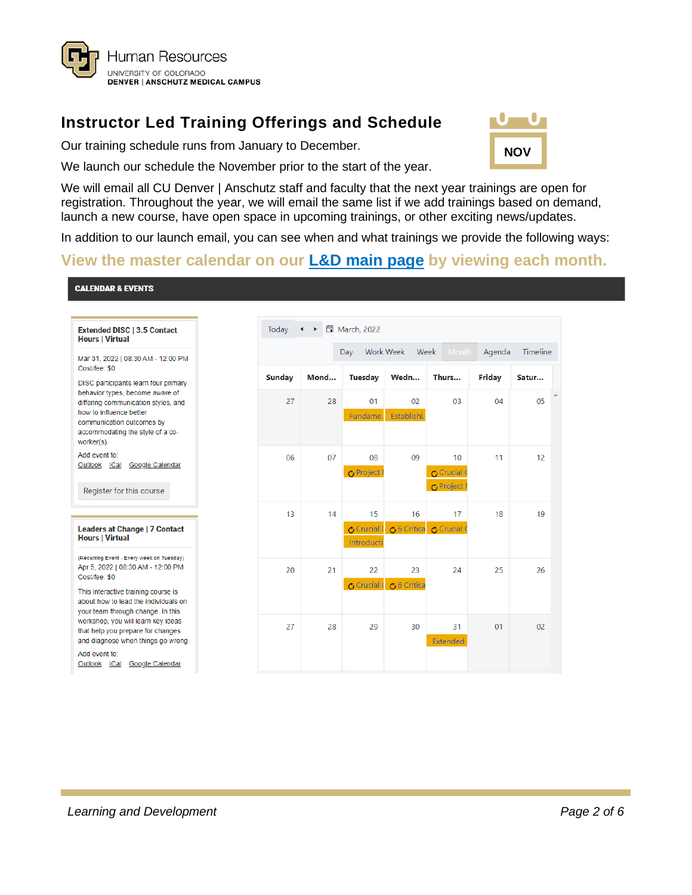# Instructor Led Training Offerings and Schedule

Our training schedule runs from January to December.

We launch our schedule the November prior to the start of the year.

NOV

We will email all CU Denver | Anschutz staff and faculty that the next year trainings are open for registration. Throughout the year, we will email the same list if we add trainings based on demand, launch a new course, have open space in upcoming trainings, or other exciting news/updates.

In addition to our launch email, you can see when and what trainings we provide the following ways:

## View the master calendar on our [L&D main page](#) by viewing each month.

**CALENDAR & EVENTS**

**Extended DISC | 3.5 Contact Hours | Virtual**

Mar 31, 2022 | 08:30 AM - 12:00 PM
Cost/fee: $0

DISC participants learn four primary behavior types, become aware of differing communication styles, and how to influence better communication outcomes by accommodating the style of a co-worker(s)

Add event to:
Outlook iCal Google Calendar

Register for this course

**Leaders at Change | 7 Contact Hours | Virtual**

(Recurring Event - Every week on Tuesday)
Apr 5, 2022 | 08:30 AM - 12:00 PM
Cost/fee: $0

This interactive training course is about how to lead the individuals on your team through change. In this workshop, you will learn key ideas that help you prepare for changes and diagnose when things go wrong.

Add event to:
Outlook iCal Google Calendar

Today | March, 2022

Day | Work Week | Week | Month | Agenda | Timeline

| Sunday | Mond... | Tuesday | Wedn... | Thurs... | Friday | Satur... |
|---|---|---|---|---|---|---|
| 27 | 28 | 01 Fundame | 02 Establishi | 03 | 04 | 05 |
| 06 | 07 | 08 Project | 09 | 10 Crucial C; Project | 11 | 12 |
| 13 | 14 | 15 Crucial; Introducti | 16 6 Critica | 17 Crucial C | 18 | 19 |
| 20 | 21 | 22 Crucial | 23 6 Critica | 24 | 25 | 26 |
| 27 | 28 | 29 | 30 | 31 Extended | 01 | 02 |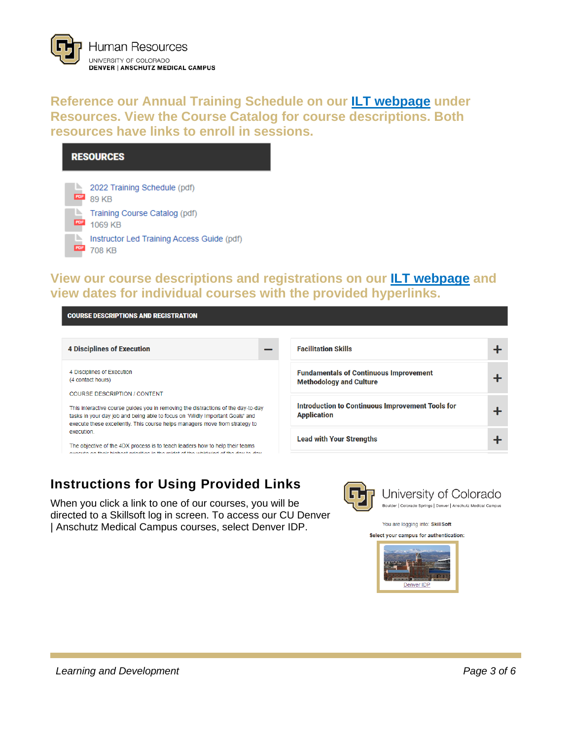Human Resources
UNIVERSITY OF COLORADO
DENVER | ANSCHUTZ MEDICAL CAMPUS

## Reference our Annual Training Schedule on our ILT webpage under Resources. View the Course Catalog for course descriptions. Both resources have links to enroll in sessions.

**RESOURCES**

- 2022 Training Schedule (pdf) 89 KB
- Training Course Catalog (pdf) 1069 KB
- Instructor Led Training Access Guide (pdf) 708 KB

## View our course descriptions and registrations on our ILT webpage and view dates for individual courses with the provided hyperlinks.

**COURSE DESCRIPTIONS AND REGISTRATION**

**4 Disciplines of Execution** −

4 Disciplines of Execution
(4 contact hours)

COURSE DESCRIPTION / CONTENT

This interactive course guides you in removing the distractions of the day-to-day tasks in your day job and being able to focus on 'Wildly Important Goals' and execute these excellently. This course helps managers move from strategy to execution.

The objective of the 4DX process is to teach leaders how to help their teams

**Facilitation Skills** +

**Fundamentals of Continuous Improvement Methodology and Culture** +

**Introduction to Continuous Improvement Tools for Application** +

**Lead with Your Strengths** +

## Instructions for Using Provided Links

When you click a link to one of our courses, you will be directed to a Skillsoft log in screen. To access our CU Denver | Anschutz Medical Campus courses, select Denver IDP.

University of Colorado
Boulder | Colorado Springs | Denver | Anschutz Medical Campus

You are logging into: SkillSoft

Select your campus for authentication:

Denver IDP

*Learning and Development*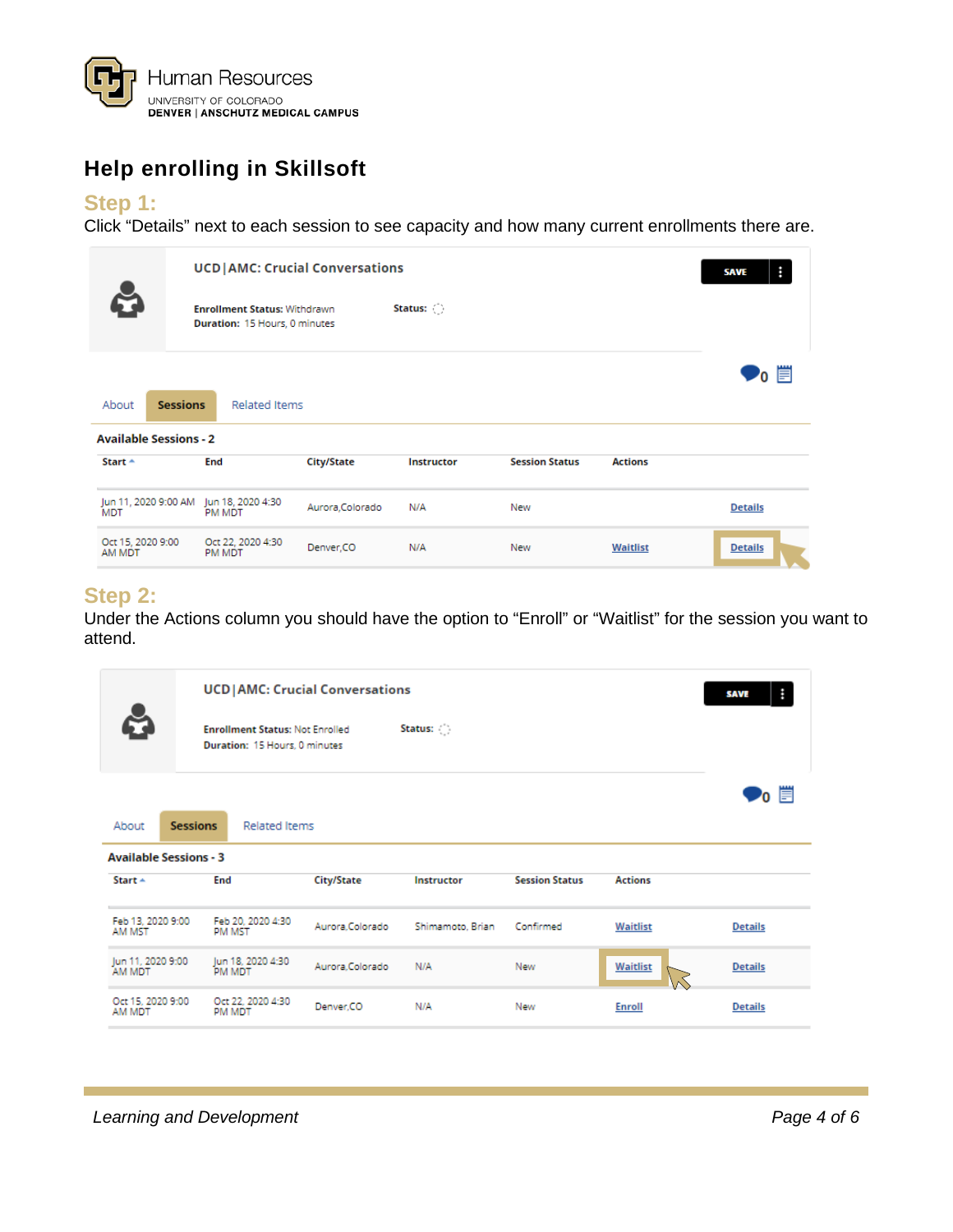## Help enrolling in Skillsoft

### Step 1:

Click "Details" next to each session to see capacity and how many current enrollments there are.

**UCD|AMC: Crucial Conversations**

**Enrollment Status:** Withdrawn **Status:**
**Duration:** 15 Hours, 0 minutes

About | **Sessions** | Related Items

**Available Sessions - 2**

| Start | End | City/State | Instructor | Session Status | Actions | |
|---|---|---|---|---|---|---|
| Jun 11, 2020 9:00 AM MDT | Jun 18, 2020 4:30 PM MDT | Aurora,Colorado | N/A | New | | Details |
| Oct 15, 2020 9:00 AM MDT | Oct 22, 2020 4:30 PM MDT | Denver,CO | N/A | New | Waitlist | Details |

### Step 2:

Under the Actions column you should have the option to "Enroll" or "Waitlist" for the session you want to attend.

**UCD|AMC: Crucial Conversations**

**Enrollment Status:** Not Enrolled **Status:**
**Duration:** 15 Hours, 0 minutes

About | **Sessions** | Related Items

**Available Sessions - 3**

| Start | End | City/State | Instructor | Session Status | Actions | |
|---|---|---|---|---|---|---|
| Feb 13, 2020 9:00 AM MST | Feb 20, 2020 4:30 PM MST | Aurora,Colorado | Shimamoto, Brian | Confirmed | Waitlist | Details |
| Jun 11, 2020 9:00 AM MDT | Jun 18, 2020 4:30 PM MDT | Aurora,Colorado | N/A | New | Waitlist | Details |
| Oct 15, 2020 9:00 AM MDT | Oct 22, 2020 4:30 PM MDT | Denver,CO | N/A | New | Enroll | Details |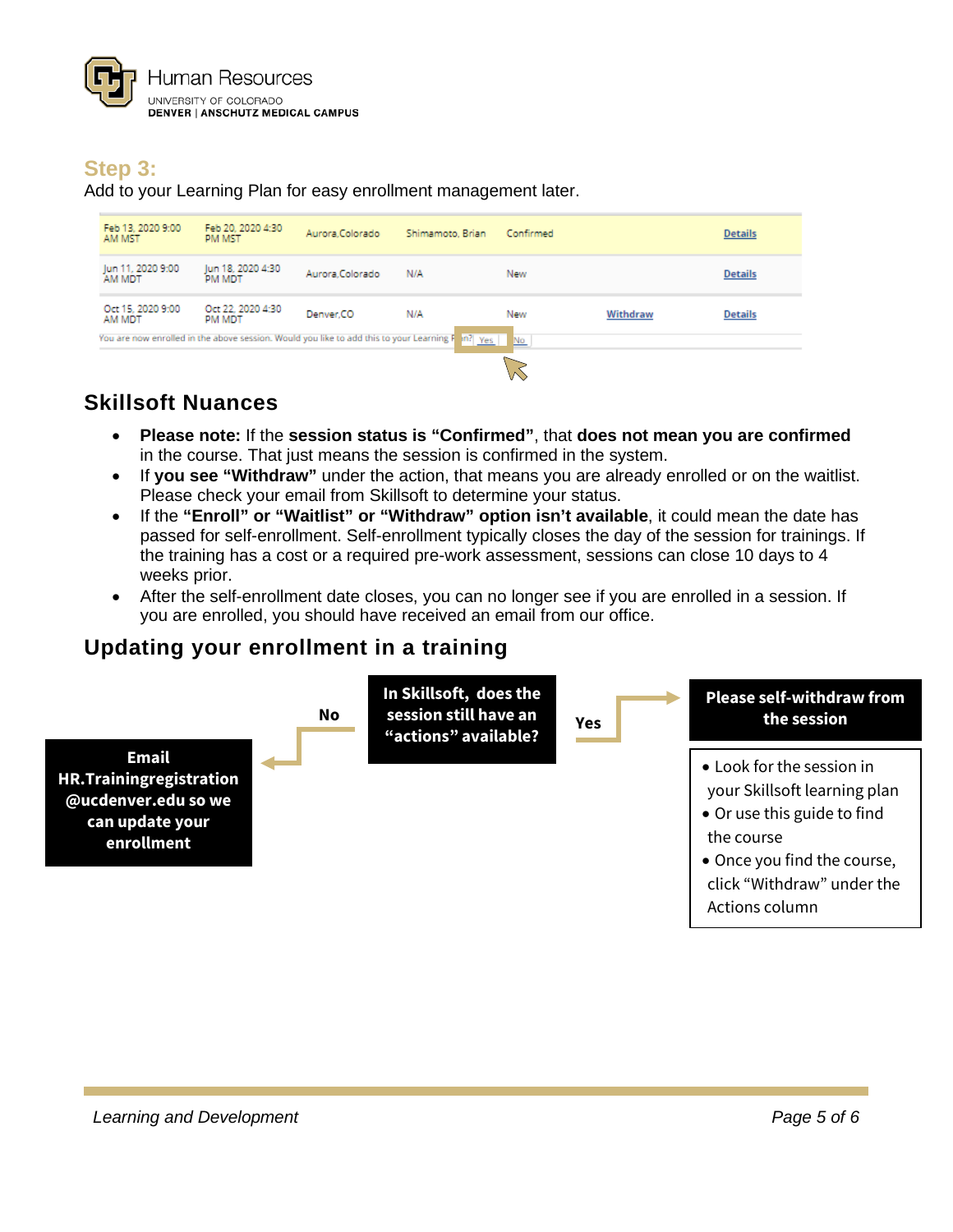## Step 3:

Add to your Learning Plan for easy enrollment management later.

| | | | | | | |
|---|---|---|---|---|---|---|
| Feb 13, 2020 9:00 AM MST | Feb 20, 2020 4:30 PM MST | Aurora,Colorado | Shimamoto, Brian | Confirmed | | Details |
| Jun 11, 2020 9:00 AM MDT | Jun 18, 2020 4:30 PM MDT | Aurora,Colorado | N/A | New | | Details |
| Oct 15, 2020 9:00 AM MDT | Oct 22, 2020 4:30 PM MDT | Denver,CO | N/A | New | Withdraw | Details |

You are now enrolled in the above session. Would you like to add this to your Learning Plan? Yes No

## Skillsoft Nuances

- **Please note:** If the **session status is "Confirmed"**, that **does not mean you are confirmed** in the course. That just means the session is confirmed in the system.
- If **you see "Withdraw"** under the action, that means you are already enrolled or on the waitlist. Please check your email from Skillsoft to determine your status.
- If the **"Enroll" or "Waitlist" or "Withdraw" option isn't available**, it could mean the date has passed for self-enrollment. Self-enrollment typically closes the day of the session for trainings. If the training has a cost or a required pre-work assessment, sessions can close 10 days to 4 weeks prior.
- After the self-enrollment date closes, you can no longer see if you are enrolled in a session. If you are enrolled, you should have received an email from our office.

## Updating your enrollment in a training

**In Skillsoft, does the session still have an "actions" available?**

**No** → **Email HR.Trainingregistration@ucdenver.edu so we can update your enrollment**

**Yes** → **Please self-withdraw from the session**

- Look for the session in your Skillsoft learning plan
- Or use this guide to find the course
- Once you find the course, click "Withdraw" under the Actions column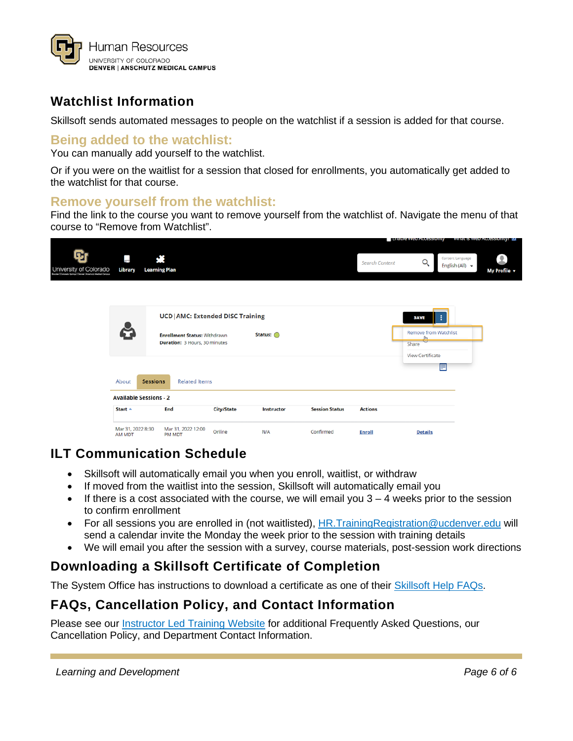## Watchlist Information

Skillsoft sends automated messages to people on the watchlist if a session is added for that course.

### Being added to the watchlist:

You can manually add yourself to the watchlist.

Or if you were on the waitlist for a session that closed for enrollments, you automatically get added to the watchlist for that course.

### Remove yourself from the watchlist:

Find the link to the course you want to remove yourself from the watchlist of. Navigate the menu of that course to “Remove from Watchlist”.

## ILT Communication Schedule

- Skillsoft will automatically email you when you enroll, waitlist, or withdraw
- If moved from the waitlist into the session, Skillsoft will automatically email you
- If there is a cost associated with the course, we will email you 3 – 4 weeks prior to the session to confirm enrollment
- For all sessions you are enrolled in (not waitlisted), HR.TrainingRegistration@ucdenver.edu will send a calendar invite the Monday the week prior to the session with training details
- We will email you after the session with a survey, course materials, post-session work directions

## Downloading a Skillsoft Certificate of Completion

The System Office has instructions to download a certificate as one of their Skillsoft Help FAQs.

## FAQs, Cancellation Policy, and Contact Information

Please see our Instructor Led Training Website for additional Frequently Asked Questions, our Cancellation Policy, and Department Contact Information.